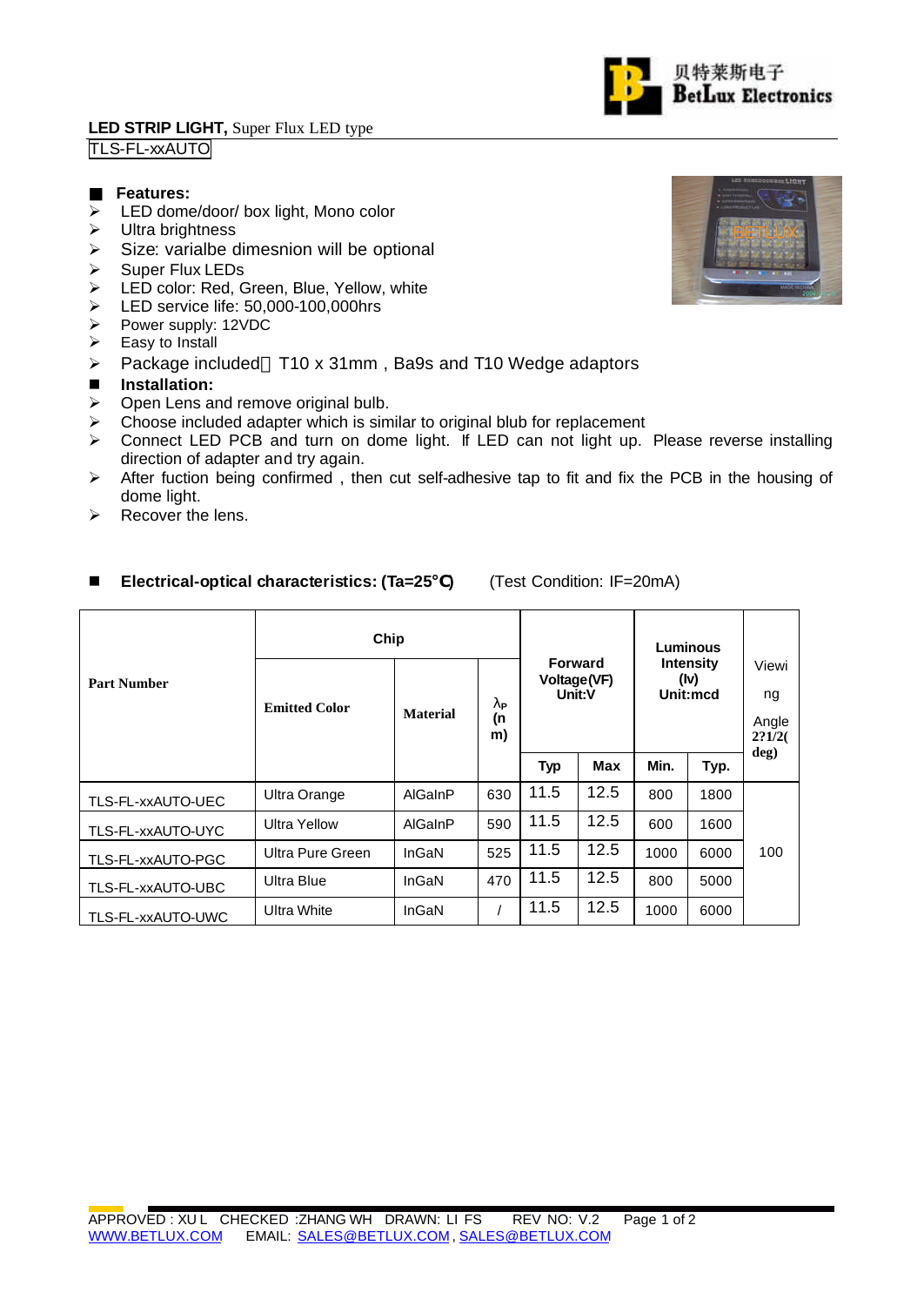**LED STRIP LIGHT,** Super Flux LED type

TLS-FL-xxAUTO

## Features:

- LED dome/door/ box light, Mono color
- Ultra brightness
- Size: varialbe dimesnion will be optional
- Super Flux LEDs
- LED color: Red, Green, Blue, Yellow, white
- LED service life: 50,000-100,000hrs
- Power supply: 12VDC
- Easy to Install
- Package included：T10 x 31mm , Ba9s and T10 Wedge adaptors

## Installation:

- Open Lens and remove original bulb.
- Choose included adapter which is similar to original blub for replacement
- Connect LED PCB and turn on dome light. If LED can not light up. Please reverse installing direction of adapter and try again.
- After fuction being confirmed , then cut self-adhesive tap to fit and fix the PCB in the housing of dome light.
- Recover the lens.

## Electrical-optical characteristics: (Ta=25°C) (Test Condition: IF=20mA)

| Part Number | Chip | | | Forward Voltage(VF) Unit:V | | Luminous Intensity (Iv) Unit:mcd | | Viewing Angle 2?1/2(deg) |
|---|---|---|---|---|---|---|---|---|
| | Emitted Color | Material | $\lambda_P$ (nm) | Typ | Max | Min. | Typ. | |
| TLS-FL-xxAUTO-UEC | Ultra Orange | AlGaInP | 630 | 11.5 | 12.5 | 800 | 1800 | 100 |
| TLS-FL-xxAUTO-UYC | Ultra Yellow | AlGaInP | 590 | 11.5 | 12.5 | 600 | 1600 | |
| TLS-FL-xxAUTO-PGC | Ultra Pure Green | InGaN | 525 | 11.5 | 12.5 | 1000 | 6000 | |
| TLS-FL-xxAUTO-UBC | Ultra Blue | InGaN | 470 | 11.5 | 12.5 | 800 | 5000 | |
| TLS-FL-xxAUTO-UWC | Ultra White | InGaN | / | 11.5 | 12.5 | 1000 | 6000 | |

APPROVED : XU L CHECKED :ZHANG WH DRAWN: LI FS REV NO: V.2

WWW.BETLUX.COM EMAIL: SALES@BETLUX.COM , SALES@BETLUX.COM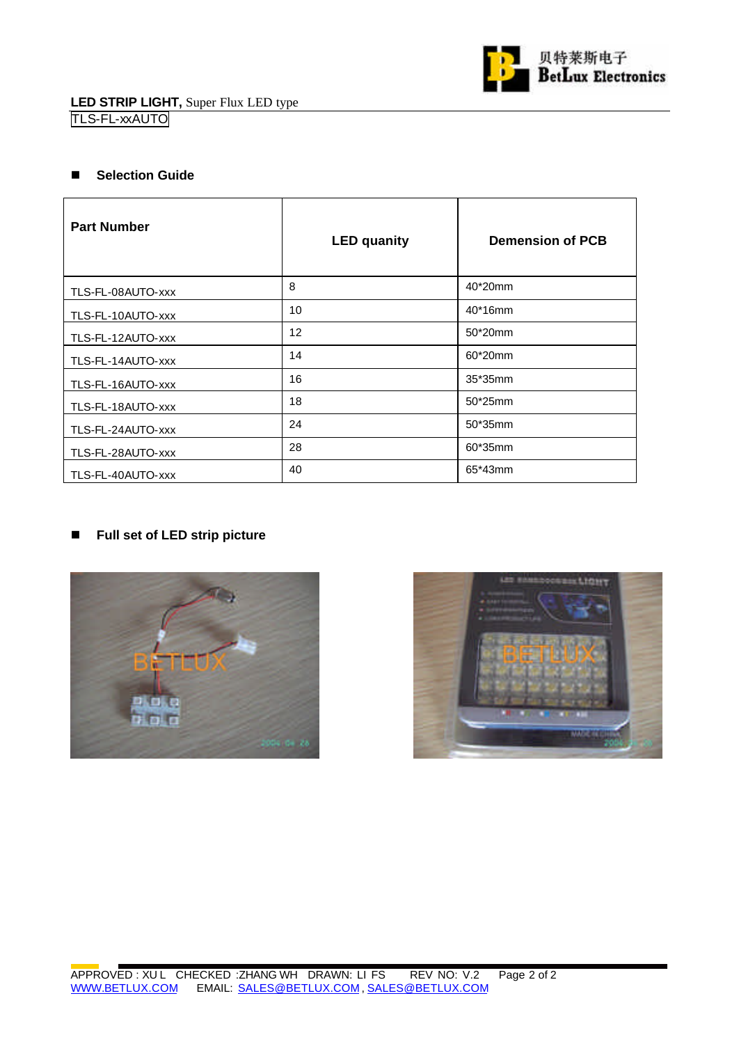**LED STRIP LIGHT,** Super Flux LED type

TLS-FL-xxAUTO

## Selection Guide

| Part Number | LED quanity | Demension of PCB |
|---|---|---|
| TLS-FL-08AUTO-xxx | 8 | 40*20mm |
| TLS-FL-10AUTO-xxx | 10 | 40*16mm |
| TLS-FL-12AUTO-xxx | 12 | 50*20mm |
| TLS-FL-14AUTO-xxx | 14 | 60*20mm |
| TLS-FL-16AUTO-xxx | 16 | 35*35mm |
| TLS-FL-18AUTO-xxx | 18 | 50*25mm |
| TLS-FL-24AUTO-xxx | 24 | 50*35mm |
| TLS-FL-28AUTO-xxx | 28 | 60*35mm |
| TLS-FL-40AUTO-xxx | 40 | 65*43mm |

## Full set of LED strip picture

APPROVED : XU L CHECKED :ZHANG WH DRAWN: LI FS REV NO: V.2

WWW.BETLUX.COM EMAIL: SALES@BETLUX.COM , SALES@BETLUX.COM